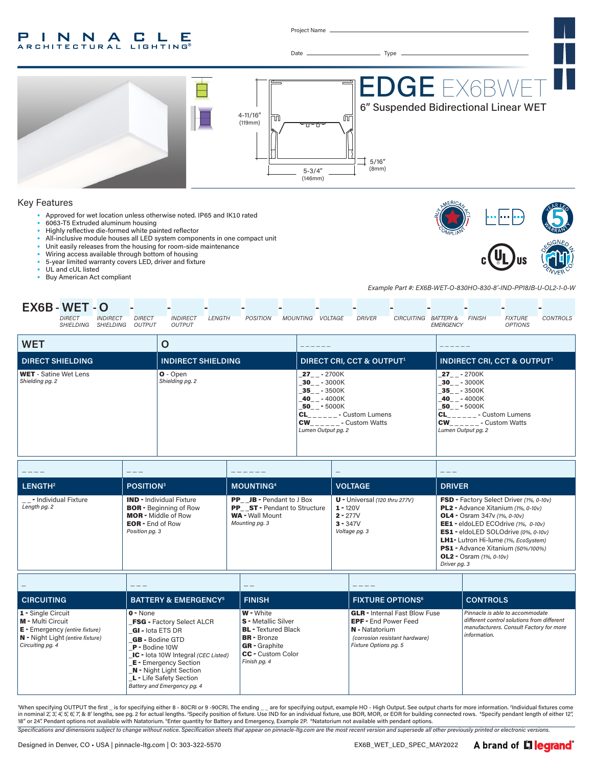# PINNACLE ARCHITECTURAL LIGHTING®

Project Name ______________________

Date ______________ Type ______________

# EDGE EX6BWET

## 6" Suspended Bidirectional Linear WET

4-11/16" (119mm)

5-3/4" (146mm)

5/16" (8mm)

## Key Features

- Approved for wet location unless otherwise noted. IP65 and IK10 rated
- 6063-T5 Extruded aluminum housing
- Highly reflective die-formed white painted reflector
- All-inclusive module houses all LED system components in one compact unit
- Unit easily releases from the housing for room-side maintenance
- Wiring access available through bottom of housing
- 5-year limited warranty covers LED, driver and fixture
- UL and cUL listed
- Buy American Act compliant

*Example Part #: EX6B-WET-O-830HO-830-8'-IND-PP18JB-U-OL2-1-0-W*

**EX6B - WET - O** - ___ - ___ - ___ - ___ - ___ - ___ - ___ - ___ - ___ - ___ - ___ - ___

DIRECT SHIELDING | INDIRECT SHIELDING | DIRECT OUTPUT | INDIRECT OUTPUT | LENGTH | POSITION | MOUNTING | VOLTAGE | DRIVER | CIRCUITING | BATTERY & EMERGENCY | FINISH | FIXTURE OPTIONS | CONTROLS

| WET | O | _ _ _ _ _ _ | _ _ _ _ _ _ |
|---|---|---|---|
| **DIRECT SHIELDING** | **INDIRECT SHIELDING** | **DIRECT CRI, CCT & OUTPUT[1]** | **INDIRECT CRI, CCT & OUTPUT[1]** |
| **WET** - Satine Wet Lens<br>*Shielding pg. 2* | **O** - Open<br>*Shielding pg. 2* | **_27_ _** - 2700K<br>**_30_ _** - 3000K<br>**_35_ _** - 3500K<br>**_40_ _** - 4000K<br>**_50_ _** - 5000K<br>**CL_ _ _ _ _ _** - Custom Lumens<br>**CW_ _ _ _ _ _** - Custom Watts<br>*Lumen Output pg. 2* | **_27_ _** - 2700K<br>**_30_ _** - 3000K<br>**_35_ _** - 3500K<br>**_40_ _** - 4000K<br>**_50_ _** - 5000K<br>**CL_ _ _ _ _ _** - Custom Lumens<br>**CW_ _ _ _ _ _** - Custom Watts<br>*Lumen Output pg. 2* |

| _ _ _ _ | _ _ _ | _ _ _ _ _ _ | _ | _ _ _ |
|---|---|---|---|---|
| **LENGTH[2]** | **POSITION[3]** | **MOUNTING[4]** | **VOLTAGE** | **DRIVER** |
| **_ _** - Individual Fixture<br>*Length pg. 2* | **IND** - Individual Fixture<br>**BOR** - Beginning of Row<br>**MOR** - Middle of Row<br>**EOR** - End of Row<br>*Position pg. 3* | **PP_ _JB** - Pendant to J Box<br>**PP_ _ST** - Pendant to Structure<br>**WA** - Wall Mount<br>*Mounting pg. 3* | **U** - Universal *(120 thru 277V)*<br>**1** - 120V<br>**2** - 277V<br>**3** - 347V<br>*Voltage pg. 3* | **FSD** - Factory Select Driver *(1%, 0-10v)*<br>**PL2** - Advance Xitanium *(1%, 0-10v)*<br>**OL4** - Osram 347v *(1%, 0-10v)*<br>**EE1** - eldoLED ECOdrive *(1%, 0-10v)*<br>**ES1** - eldoLED SOLOdrive *(0%, 0-10v)*<br>**LH1**- Lutron Hi-lume *(1%, EcoSystem)*<br>**PS1** - Advance Xitanium *(50%/100%)*<br>**OL2** - Osram *(1%, 0-10v)*<br>*Driver pg. 3* |

| _ | _ _ _ | _ _ | _ _ _ _ | |
|---|---|---|---|---|
| **CIRCUITING** | **BATTERY & EMERGENCY[5]** | **FINISH** | **FIXTURE OPTIONS[6]** | **CONTROLS** |
| **1** - Single Circuit<br>**M** - Multi Circuit<br>**E** - Emergency *(entire fixture)*<br>**N** - Night Light *(entire fixture)*<br>*Circuiting pg. 4* | **0** - None<br>**_FSG** - Factory Select ALCR<br>**_GI** - Iota ETS DR<br>**_GB** - Bodine GTD<br>**_P** - Bodine 10W<br>**_IC** - Iota 10W Integral *(CEC Listed)*<br>**_E** - Emergency Section<br>**_N** - Night Light Section<br>**_L** - Life Safety Section<br>*Battery and Emergency pg. 4* | **W** - White<br>**S** - Metallic Silver<br>**BL** - Textured Black<br>**BR** - Bronze<br>**GR** - Graphite<br>**CC** - Custom Color<br>*Finish pg. 4* | **GLR** - Internal Fast Blow Fuse<br>**EPF** - End Power Feed<br>**N** - Natatorium<br>*(corrosion resistant hardware)*<br>*Fixture Options pg. 5* | *Pinnacle is able to accommodate different control solutions from different manufacturers. Consult Factory for more information.* |

[1]When specifying OUTPUT the first _ is for specifying either 8 - 80CRI or 9 -90CRI. The ending _ _ are for specifying output, example HO - High Output. See output charts for more information. [2]Individual fixtures come in nominal 2', 3', 4', 5', 6', 7', & 8' lengths, see pg. 2 for actual lengths. [3]Specify position of fixture. Use IND for an individual fixture, use BOR, MOR, or EOR for building connected rows. [4]Specify pendant length of either 12", 18" or 24". Pendant options not available with Natatorium. [5]Enter quantity for Battery and Emergency, Example 2P. [6]Natatorium not available with pendant options.

*Specifications and dimensions subject to change without notice. Specification sheets that appear on pinnacle-ltg.com are the most recent version and supersede all other previously printed or electronic versions.*

Designed in Denver, CO • USA | pinnacle-ltg.com | O: 303-322-5570 | EX6B_WET_LED_SPEC_MAY2022 | A brand of legrand®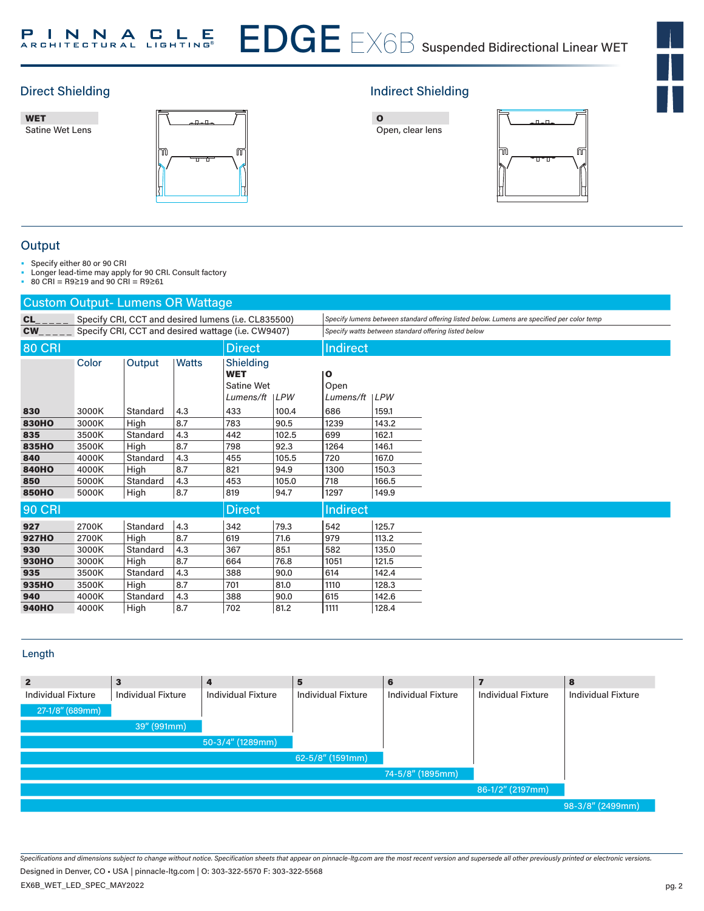## Direct Shielding

| WET |
|---|
| Satine Wet Lens |

## Indirect Shielding

| O |
|---|
| Open, clear lens |

## Output

- Specify either 80 or 90 CRI
- Longer lead-time may apply for 90 CRI. Consult factory
- 80 CRI = R9≥19 and 90 CRI = R9≥61

### Custom Output- Lumens OR Wattage

| | | |
|---|---|---|
| **CL_ _ _ _ _** | Specify CRI, CCT and desired lumens (i.e. CL835500) | *Specify lumens between standard offering listed below. Lumens are specified per color temp* |
| **CW_ _ _ _ _** | Specify CRI, CCT and desired wattage (i.e. CW9407) | *Specify watts between standard offering listed below* |

| 80 CRI | Color | Output | Watts | Direct Shielding **WET** Satine Wet *Lumens/ft* | *LPW* | Indirect **O** Open *Lumens/ft* | *LPW* |
|---|---|---|---|---|---|---|---|
| **830** | 3000K | Standard | 4.3 | 433 | 100.4 | 686 | 159.1 |
| **830HO** | 3000K | High | 8.7 | 783 | 90.5 | 1239 | 143.2 |
| **835** | 3500K | Standard | 4.3 | 442 | 102.5 | 699 | 162.1 |
| **835HO** | 3500K | High | 8.7 | 798 | 92.3 | 1264 | 146.1 |
| **840** | 4000K | Standard | 4.3 | 455 | 105.5 | 720 | 167.0 |
| **840HO** | 4000K | High | 8.7 | 821 | 94.9 | 1300 | 150.3 |
| **850** | 5000K | Standard | 4.3 | 453 | 105.0 | 718 | 166.5 |
| **850HO** | 5000K | High | 8.7 | 819 | 94.7 | 1297 | 149.9 |

| 90 CRI | Color | Output | Watts | Direct *Lumens/ft* | *LPW* | Indirect *Lumens/ft* | *LPW* |
|---|---|---|---|---|---|---|---|
| **927** | 2700K | Standard | 4.3 | 342 | 79.3 | 542 | 125.7 |
| **927HO** | 2700K | High | 8.7 | 619 | 71.6 | 979 | 113.2 |
| **930** | 3000K | Standard | 4.3 | 367 | 85.1 | 582 | 135.0 |
| **930HO** | 3000K | High | 8.7 | 664 | 76.8 | 1051 | 121.5 |
| **935** | 3500K | Standard | 4.3 | 388 | 90.0 | 614 | 142.4 |
| **935HO** | 3500K | High | 8.7 | 701 | 81.0 | 1110 | 128.3 |
| **940** | 4000K | Standard | 4.3 | 388 | 90.0 | 615 | 142.6 |
| **940HO** | 4000K | High | 8.7 | 702 | 81.2 | 1111 | 128.4 |

## Length

| 2 | 3 | 4 | 5 | 6 | 7 | 8 |
|---|---|---|---|---|---|---|
| Individual Fixture | Individual Fixture | Individual Fixture | Individual Fixture | Individual Fixture | Individual Fixture | Individual Fixture |
| 27-1/8" (689mm) | 39" (991mm) | 50-3/4" (1289mm) | 62-5/8" (1591mm) | 74-5/8" (1895mm) | 86-1/2" (2197mm) | 98-3/8" (2499mm) |

*Specifications and dimensions subject to change without notice. Specification sheets that appear on pinnacle-ltg.com are the most recent version and supersede all other previously printed or electronic versions.*

Designed in Denver, CO • USA | pinnacle-ltg.com | O: 303-322-5570 F: 303-322-5568

EX6B_WET_LED_SPEC_MAY2022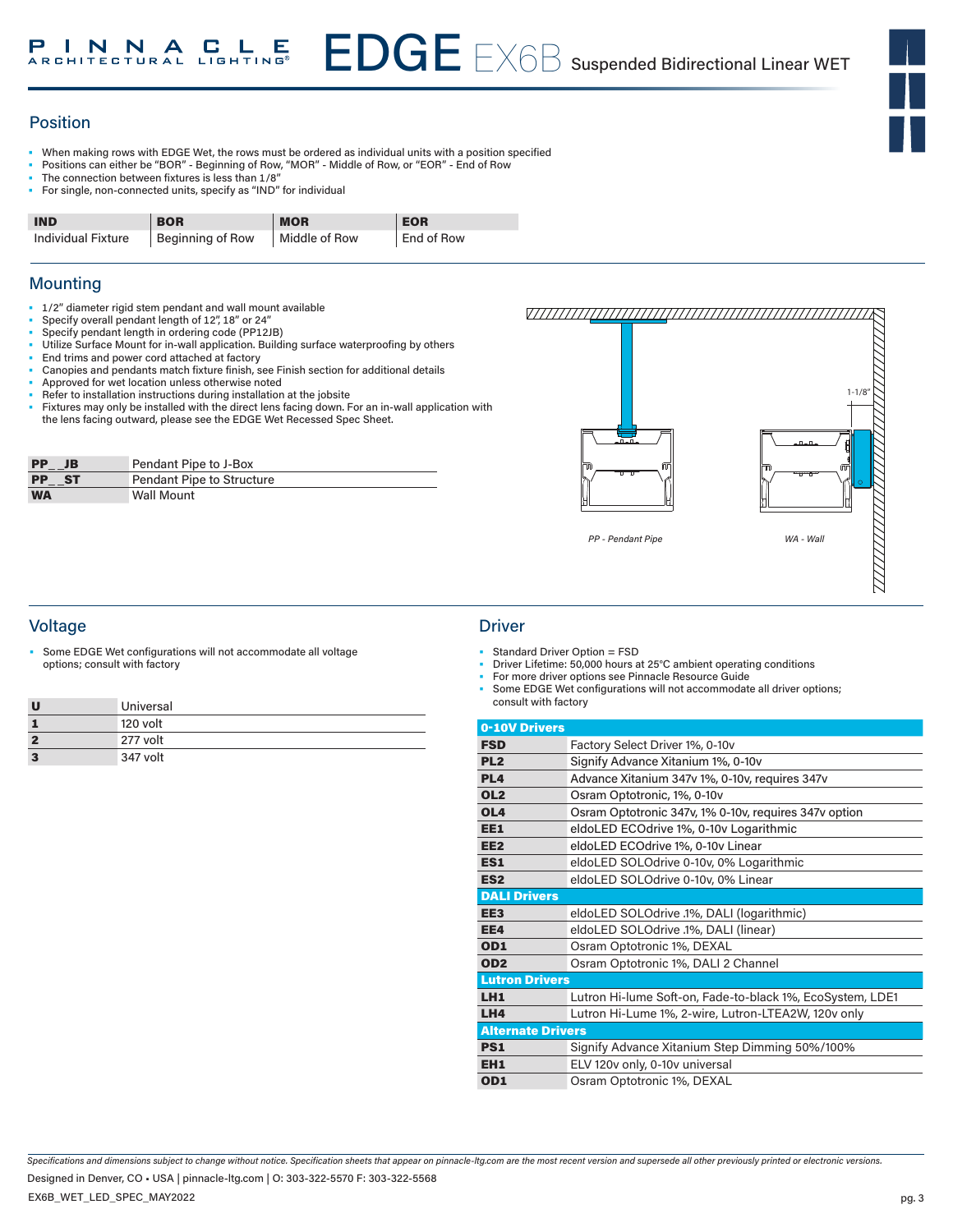# EDGE EX6B Suspended Bidirectional Linear WET

## Position

- When making rows with EDGE Wet, the rows must be ordered as individual units with a position specified
- Positions can either be "BOR" - Beginning of Row, "MOR" - Middle of Row, or "EOR" - End of Row
- The connection between fixtures is less than 1/8"
- For single, non-connected units, specify as "IND" for individual

| IND | BOR | MOR | EOR |
|---|---|---|---|
| Individual Fixture | Beginning of Row | Middle of Row | End of Row |

## Mounting

- 1/2" diameter rigid stem pendant and wall mount available
- Specify overall pendant length of 12", 18" or 24"
- Specify pendant length in ordering code (PP12JB)
- Utilize Surface Mount for in-wall application. Building surface waterproofing by others
- End trims and power cord attached at factory
- Canopies and pendants match fixture finish, see Finish section for additional details
- Approved for wet location unless otherwise noted
- Refer to installation instructions during installation at the jobsite
- Fixtures may only be installed with the direct lens facing down. For an in-wall application with the lens facing outward, please see the EDGE Wet Recessed Spec Sheet.

| Code | Description |
|---|---|
| **PP__JB** | Pendant Pipe to J-Box |
| **PP__ST** | Pendant Pipe to Structure |
| **WA** | Wall Mount |

1-1/8"

*PP - Pendant Pipe*

*WA - Wall*

## Voltage

- Some EDGE Wet configurations will not accommodate all voltage options; consult with factory

| Code | Description |
|---|---|
| **U** | Universal |
| **1** | 120 volt |
| **2** | 277 volt |
| **3** | 347 volt |

## Driver

- Standard Driver Option = FSD
- Driver Lifetime: 50,000 hours at 25°C ambient operating conditions
- For more driver options see Pinnacle Resource Guide
- Some EDGE Wet configurations will not accommodate all driver options; consult with factory

| Code | Description |
|---|---|
| **0-10V Drivers** | |
| **FSD** | Factory Select Driver 1%, 0-10v |
| **PL2** | Signify Advance Xitanium 1%, 0-10v |
| **PL4** | Advance Xitanium 347v 1%, 0-10v, requires 347v |
| **OL2** | Osram Optotronic, 1%, 0-10v |
| **OL4** | Osram Optotronic 347v, 1% 0-10v, requires 347v option |
| **EE1** | eldoLED ECOdrive 1%, 0-10v Logarithmic |
| **EE2** | eldoLED ECOdrive 1%, 0-10v Linear |
| **ES1** | eldoLED SOLOdrive 0-10v, 0% Logarithmic |
| **ES2** | eldoLED SOLOdrive 0-10v, 0% Linear |
| **DALI Drivers** | |
| **EE3** | eldoLED SOLOdrive .1%, DALI (logarithmic) |
| **EE4** | eldoLED SOLOdrive .1%, DALI (linear) |
| **OD1** | Osram Optotronic 1%, DEXAL |
| **OD2** | Osram Optotronic 1%, DALI 2 Channel |
| **Lutron Drivers** | |
| **LH1** | Lutron Hi-lume Soft-on, Fade-to-black 1%, EcoSystem, LDE1 |
| **LH4** | Lutron Hi-Lume 1%, 2-wire, Lutron-LTEA2W, 120v only |
| **Alternate Drivers** | |
| **PS1** | Signify Advance Xitanium Step Dimming 50%/100% |
| **EH1** | ELV 120v only, 0-10v universal |
| **OD1** | Osram Optotronic 1%, DEXAL |

*Specifications and dimensions subject to change without notice. Specification sheets that appear on pinnacle-ltg.com are the most recent version and supersede all other previously printed or electronic versions.*

Designed in Denver, CO • USA | pinnacle-ltg.com | O: 303-322-5570 F: 303-322-5568

EX6B_WET_LED_SPEC_MAY2022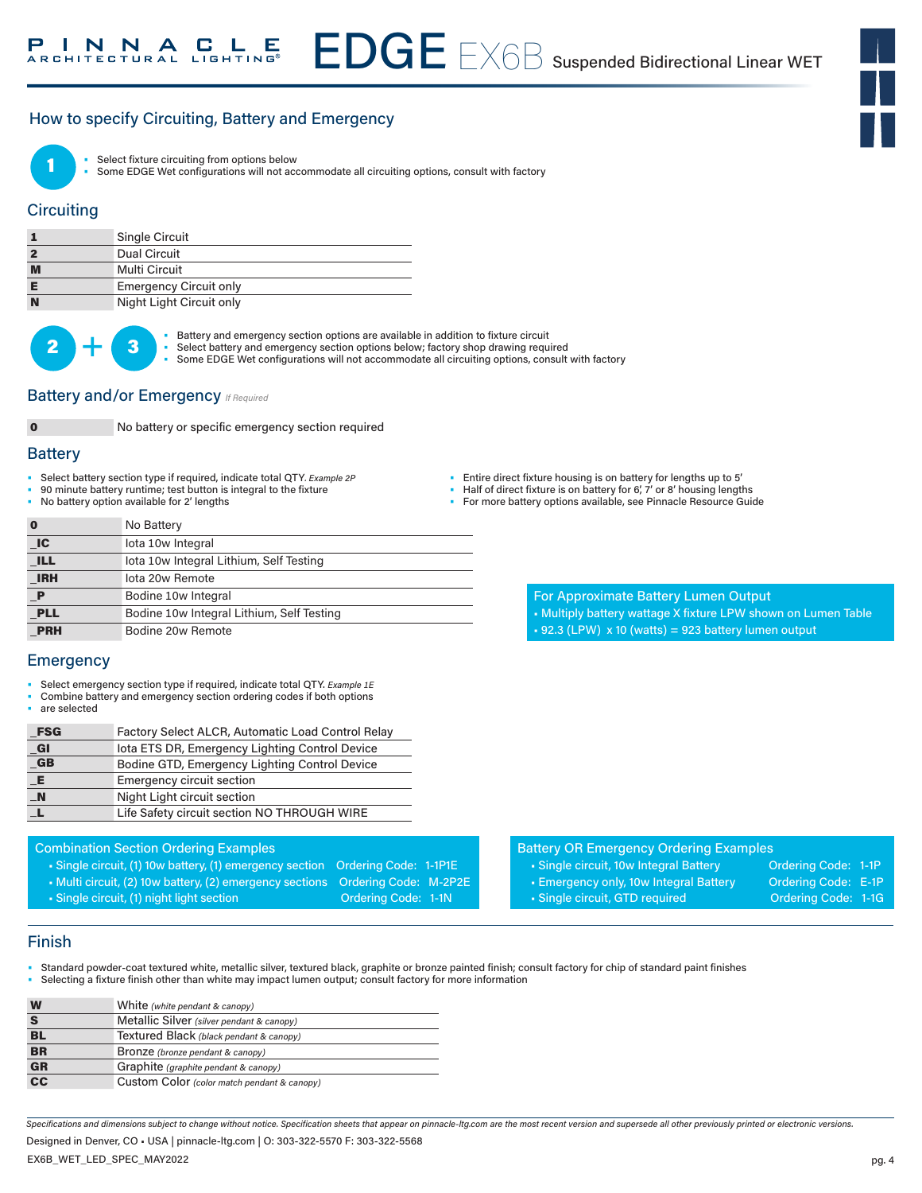## How to specify Circuiting, Battery and Emergency

**1**

- Select fixture circuiting from options below
- Some EDGE Wet configurations will not accommodate all circuiting options, consult with factory

### Circuiting

| Code | Description |
|---|---|
| **1** | Single Circuit |
| **2** | Dual Circuit |
| **M** | Multi Circuit |
| **E** | Emergency Circuit only |
| **N** | Night Light Circuit only |

**2 + 3**

- Battery and emergency section options are available in addition to fixture circuit
- Select battery and emergency section options below; factory shop drawing required
- Some EDGE Wet configurations will not accommodate all circuiting options, consult with factory

### Battery and/or Emergency *If Required*

| Code | Description |
|---|---|
| **0** | No battery or specific emergency section required |

### Battery

- Select battery section type if required, indicate total QTY. *Example 2P*
- 90 minute battery runtime; test button is integral to the fixture
- No battery option available for 2' lengths
- Entire direct fixture housing is on battery for lengths up to 5'
- Half of direct fixture is on battery for 6', 7' or 8' housing lengths
- For more battery options available, see Pinnacle Resource Guide

| Code | Description |
|---|---|
| **0** | No Battery |
| **_IC** | Iota 10w Integral |
| **_ILL** | Iota 10w Integral Lithium, Self Testing |
| **_IRH** | Iota 20w Remote |
| **_P** | Bodine 10w Integral |
| **_PLL** | Bodine 10w Integral Lithium, Self Testing |
| **_PRH** | Bodine 20w Remote |

**For Approximate Battery Lumen Output**
- Multiply battery wattage X fixture LPW shown on Lumen Table
- 92.3 (LPW) x 10 (watts) = 923 battery lumen output

### Emergency

- Select emergency section type if required, indicate total QTY. *Example 1E*
- Combine battery and emergency section ordering codes if both options
- are selected

| Code | Description |
|---|---|
| **_FSG** | Factory Select ALCR, Automatic Load Control Relay |
| **_GI** | Iota ETS DR, Emergency Lighting Control Device |
| **_GB** | Bodine GTD, Emergency Lighting Control Device |
| **_E** | Emergency circuit section |
| **_N** | Night Light circuit section |
| **_L** | Life Safety circuit section NO THROUGH WIRE |

**Combination Section Ordering Examples**
- Single circuit, (1) 10w battery, (1) emergency section — Ordering Code: 1-1P1E
- Multi circuit, (2) 10w battery, (2) emergency sections — Ordering Code: M-2P2E
- Single circuit, (1) night light section — Ordering Code: 1-1N

**Battery OR Emergency Ordering Examples**
- Single circuit, 10w Integral Battery — Ordering Code: 1-1P
- Emergency only, 10w Integral Battery — Ordering Code: E-1P
- Single circuit, GTD required — Ordering Code: 1-1G

### Finish

- Standard powder-coat textured white, metallic silver, textured black, graphite or bronze painted finish; consult factory for chip of standard paint finishes
- Selecting a fixture finish other than white may impact lumen output; consult factory for more information

| Code | Description |
|---|---|
| **W** | White *(white pendant & canopy)* |
| **S** | Metallic Silver *(silver pendant & canopy)* |
| **BL** | Textured Black *(black pendant & canopy)* |
| **BR** | Bronze *(bronze pendant & canopy)* |
| **GR** | Graphite *(graphite pendant & canopy)* |
| **CC** | Custom Color *(color match pendant & canopy)* |

*Specifications and dimensions subject to change without notice. Specification sheets that appear on pinnacle-ltg.com are the most recent version and supersede all other previously printed or electronic versions.*

Designed in Denver, CO • USA | pinnacle-ltg.com | O: 303-322-5570 F: 303-322-5568

EX6B_WET_LED_SPEC_MAY2022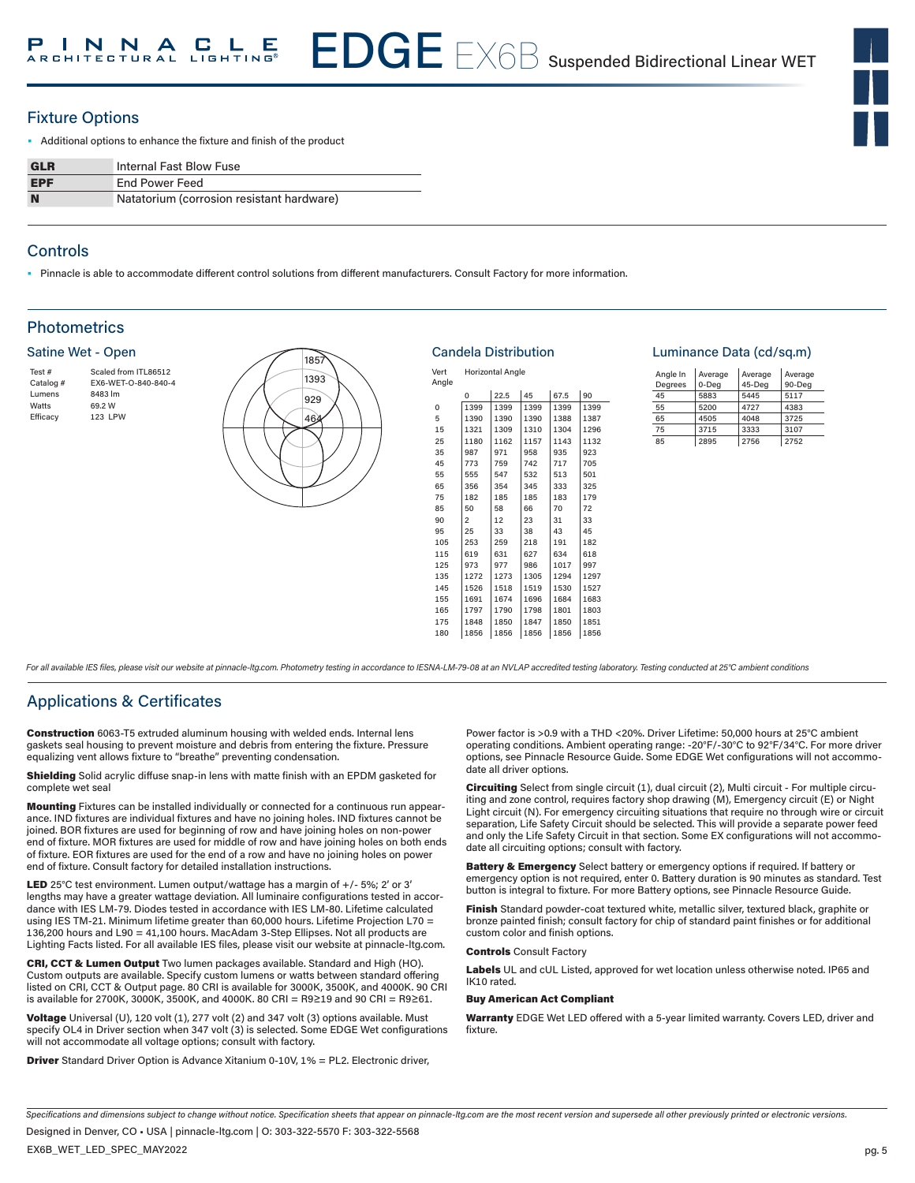## Fixture Options

- Additional options to enhance the fixture and finish of the product

| | |
|---|---|
| **GLR** | Internal Fast Blow Fuse |
| **EPF** | End Power Feed |
| **N** | Natatorium (corrosion resistant hardware) |

## Controls

- Pinnacle is able to accommodate different control solutions from different manufacturers. Consult Factory for more information.

## Photometrics

### Satine Wet - Open

| | |
|---|---|
| Test # | Scaled from ITL86512 |
| Catalog # | EX6-WET-O-840-840-4 |
| Lumens | 8483 lm |
| Watts | 69.2 W |
| Efficacy | 123 LPW |

1857
1393
929
464

### Candela Distribution

| Vert Angle | Horizontal Angle 0 | 22.5 | 45 | 67.5 | 90 |
|---|---|---|---|---|---|
| 0 | 1399 | 1399 | 1399 | 1399 | 1399 |
| 5 | 1390 | 1390 | 1390 | 1388 | 1387 |
| 15 | 1321 | 1309 | 1310 | 1304 | 1296 |
| 25 | 1180 | 1162 | 1157 | 1143 | 1132 |
| 35 | 987 | 971 | 958 | 935 | 923 |
| 45 | 773 | 759 | 742 | 717 | 705 |
| 55 | 555 | 547 | 532 | 513 | 501 |
| 65 | 356 | 354 | 345 | 333 | 325 |
| 75 | 182 | 185 | 185 | 183 | 179 |
| 85 | 50 | 58 | 66 | 70 | 72 |
| 90 | 2 | 12 | 23 | 31 | 33 |
| 95 | 25 | 33 | 38 | 43 | 45 |
| 105 | 253 | 259 | 218 | 191 | 182 |
| 115 | 619 | 631 | 627 | 634 | 618 |
| 125 | 973 | 977 | 986 | 1017 | 997 |
| 135 | 1272 | 1273 | 1305 | 1294 | 1297 |
| 145 | 1526 | 1518 | 1519 | 1530 | 1527 |
| 155 | 1691 | 1674 | 1696 | 1684 | 1683 |
| 165 | 1797 | 1790 | 1798 | 1801 | 1803 |
| 175 | 1848 | 1850 | 1847 | 1850 | 1851 |
| 180 | 1856 | 1856 | 1856 | 1856 | 1856 |

### Luminance Data (cd/sq.m)

| Angle In Degrees | Average 0-Deg | Average 45-Deg | Average 90-Deg |
|---|---|---|---|
| 45 | 5883 | 5445 | 5117 |
| 55 | 5200 | 4727 | 4383 |
| 65 | 4505 | 4048 | 3725 |
| 75 | 3715 | 3333 | 3107 |
| 85 | 2895 | 2756 | 2752 |

*For all available IES files, please visit our website at pinnacle-ltg.com. Photometry testing in accordance to IESNA-LM-79-08 at an NVLAP accredited testing laboratory. Testing conducted at 25°C ambient conditions*

## Applications & Certificates

**Construction** 6063-T5 extruded aluminum housing with welded ends. Internal lens gaskets seal housing to prevent moisture and debris from entering the fixture. Pressure equalizing vent allows fixture to "breathe" preventing condensation.

**Shielding** Solid acrylic diffuse snap-in lens with matte finish with an EPDM gasketed for complete wet seal

**Mounting** Fixtures can be installed individually or connected for a continuous run appearance. IND fixtures are individual fixtures and have no joining holes. IND fixtures cannot be joined. BOR fixtures are used for beginning of row and have joining holes on non-power end of fixture. MOR fixtures are used for middle of row and have joining holes on both ends of fixture. EOR fixtures are used for the end of a row and have no joining holes on power end of fixture. Consult factory for detailed installation instructions.

**LED** 25°C test environment. Lumen output/wattage has a margin of +/- 5%; 2' or 3' lengths may have a greater wattage deviation. All luminaire configurations tested in accordance with IES LM-79. Diodes tested in accordance with IES LM-80. Lifetime calculated using IES TM-21. Minimum lifetime greater than 60,000 hours. Lifetime Projection L70 = 136,200 hours and L90 = 41,100 hours. MacAdam 3-Step Ellipses. Not all products are Lighting Facts listed. For all available IES files, please visit our website at pinnacle-ltg.com.

**CRI, CCT & Lumen Output** Two lumen packages available. Standard and High (HO). Custom outputs are available. Specify custom lumens or watts between standard offering listed on CRI, CCT & Output page. 80 CRI is available for 3000K, 3500K, and 4000K. 90 CRI is available for 2700K, 3000K, 3500K, and 4000K. 80 CRI = R9≥19 and 90 CRI = R9≥61.

**Voltage** Universal (U), 120 volt (1), 277 volt (2) and 347 volt (3) options available. Must specify OL4 in Driver section when 347 volt (3) is selected. Some EDGE Wet configurations will not accommodate all voltage options; consult with factory.

**Driver** Standard Driver Option is Advance Xitanium 0-10V, 1% = PL2. Electronic driver, Power factor is >0.9 with a THD <20%. Driver Lifetime: 50,000 hours at 25°C ambient operating conditions. Ambient operating range: -20°F/-30°C to 92°F/34°C. For more driver options, see Pinnacle Resource Guide. Some EDGE Wet configurations will not accommodate all driver options.

**Circuiting** Select from single circuit (1), dual circuit (2), Multi circuit - For multiple circuiting and zone control, requires factory shop drawing (M), Emergency circuit (E) or Night Light circuit (N). For emergency circuiting situations that require no through wire or circuit separation, Life Safety Circuit should be selected. This will provide a separate power feed and only the Life Safety Circuit in that section. Some EX configurations will not accommodate all circuiting options; consult with factory.

**Battery & Emergency** Select battery or emergency options if required. If battery or emergency option is not required, enter 0. Battery duration is 90 minutes as standard. Test button is integral to fixture. For more Battery options, see Pinnacle Resource Guide.

**Finish** Standard powder-coat textured white, metallic silver, textured black, graphite or bronze painted finish; consult factory for chip of standard paint finishes or for additional custom color and finish options.

**Controls** Consult Factory

**Labels** UL and cUL Listed, approved for wet location unless otherwise noted. IP65 and IK10 rated.

**Buy American Act Compliant**

**Warranty** EDGE Wet LED offered with a 5-year limited warranty. Covers LED, driver and fixture.

*Specifications and dimensions subject to change without notice. Specification sheets that appear on pinnacle-ltg.com are the most recent version and supersede all other previously printed or electronic versions.*

Designed in Denver, CO • USA | pinnacle-ltg.com | O: 303-322-5570 F: 303-322-5568

EX6B_WET_LED_SPEC_MAY2022